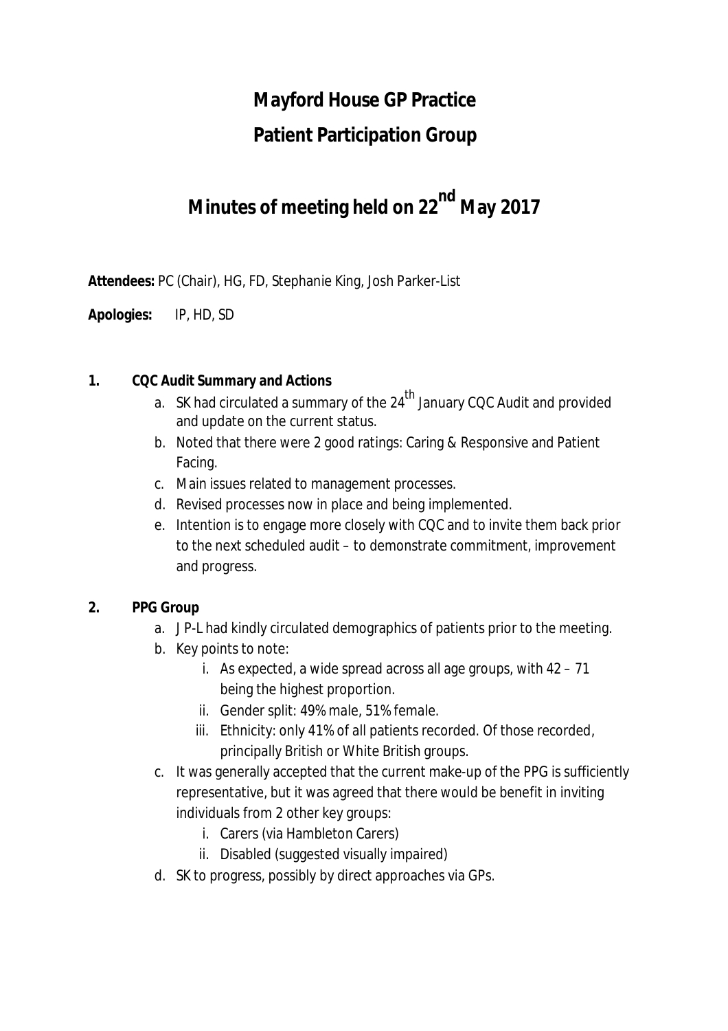# Mayford House GP Practice

# Patient Participation Group

## Minutes of meeting held on 22nd May 2017

**Attendees:** PC (Chair), HG, FD, Stephanie King, Josh Parker-List

**Apologies:** IP, HD, SD

**1. CQC Audit Summary and Actions**

a. SK had circulated a summary of the 24th January CQC Audit and provided and update on the current status.
b. Noted that there were 2 good ratings: Caring & Responsive and Patient Facing.
c. Main issues related to management processes.
d. Revised processes now in place and being implemented.
e. Intention is to engage more closely with CQC and to invite them back prior to the next scheduled audit – to demonstrate commitment, improvement and progress.

**2. PPG Group**

a. J P-L had kindly circulated demographics of patients prior to the meeting.
b. Key points to note:
   i. As expected, a wide spread across all age groups, with 42 – 71 being the highest proportion.
   ii. Gender split: 49% male, 51% female.
   iii. Ethnicity: only 41% of all patients recorded. Of those recorded, principally British or White British groups.
c. It was generally accepted that the current make-up of the PPG is sufficiently representative, but it was agreed that there would be benefit in inviting individuals from 2 other key groups:
   i. Carers (via Hambleton Carers)
   ii. Disabled (suggested visually impaired)
d. SK to progress, possibly by direct approaches via GPs.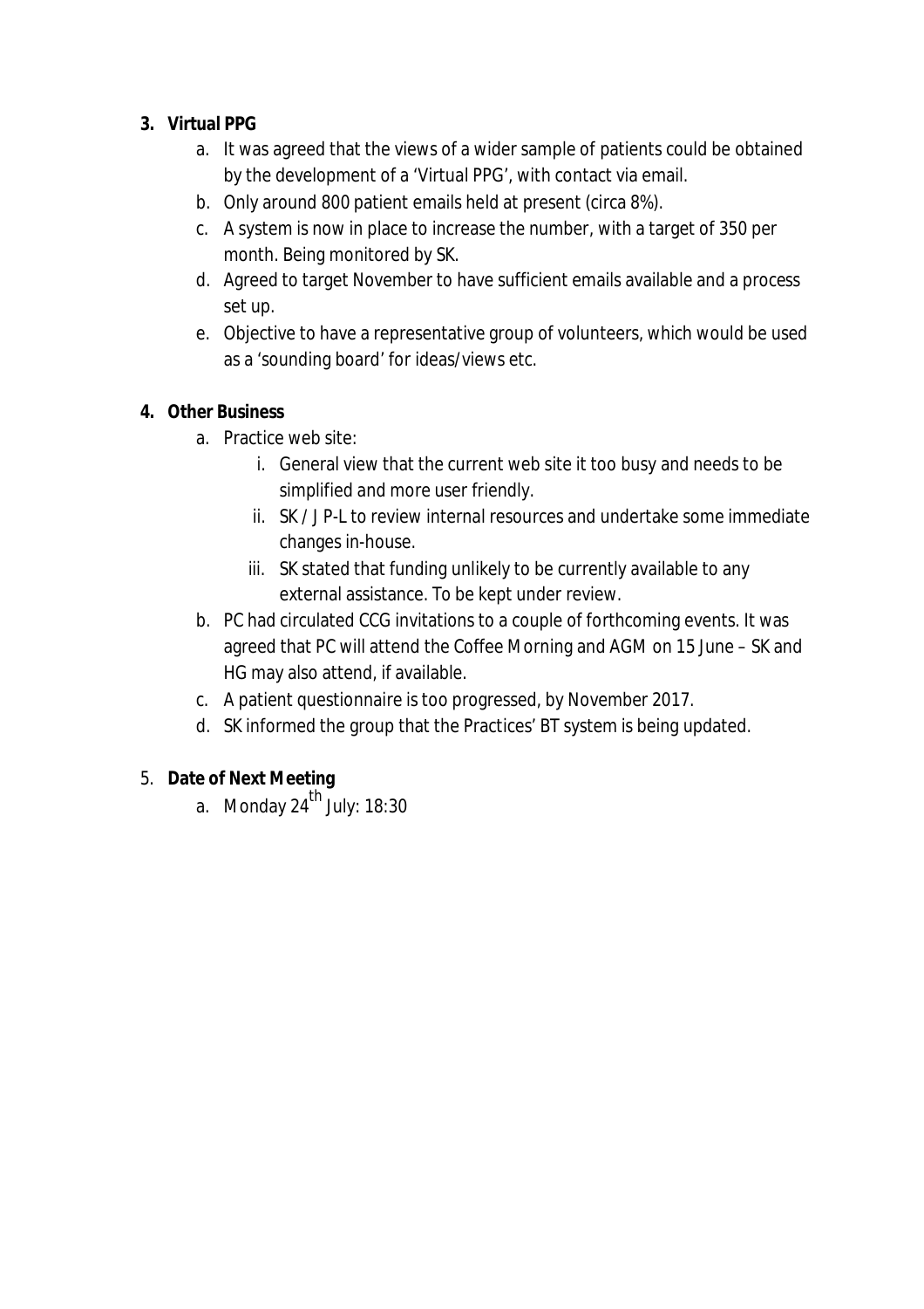**3. Virtual PPG**

a. It was agreed that the views of a wider sample of patients could be obtained by the development of a 'Virtual PPG', with contact via email.

b. Only around 800 patient emails held at present (circa 8%).

c. A system is now in place to increase the number, with a target of 350 per month. Being monitored by SK.

d. Agreed to target November to have sufficient emails available and a process set up.

e. Objective to have a representative group of volunteers, which would be used as a 'sounding board' for ideas/views etc.

**4. Other Business**

a. Practice web site:

   i. General view that the current web site it too busy and needs to be simplified and more user friendly.

   ii. SK / J P-L to review internal resources and undertake some immediate changes in-house.

   iii. SK stated that funding unlikely to be currently available to any external assistance. To be kept under review.

b. PC had circulated CCG invitations to a couple of forthcoming events. It was agreed that PC will attend the Coffee Morning and AGM on 15 June – SK and HG may also attend, if available.

c. A patient questionnaire is too progressed, by November 2017.

d. SK informed the group that the Practices' BT system is being updated.

5. **Date of Next Meeting**

a. Monday 24th July: 18:30